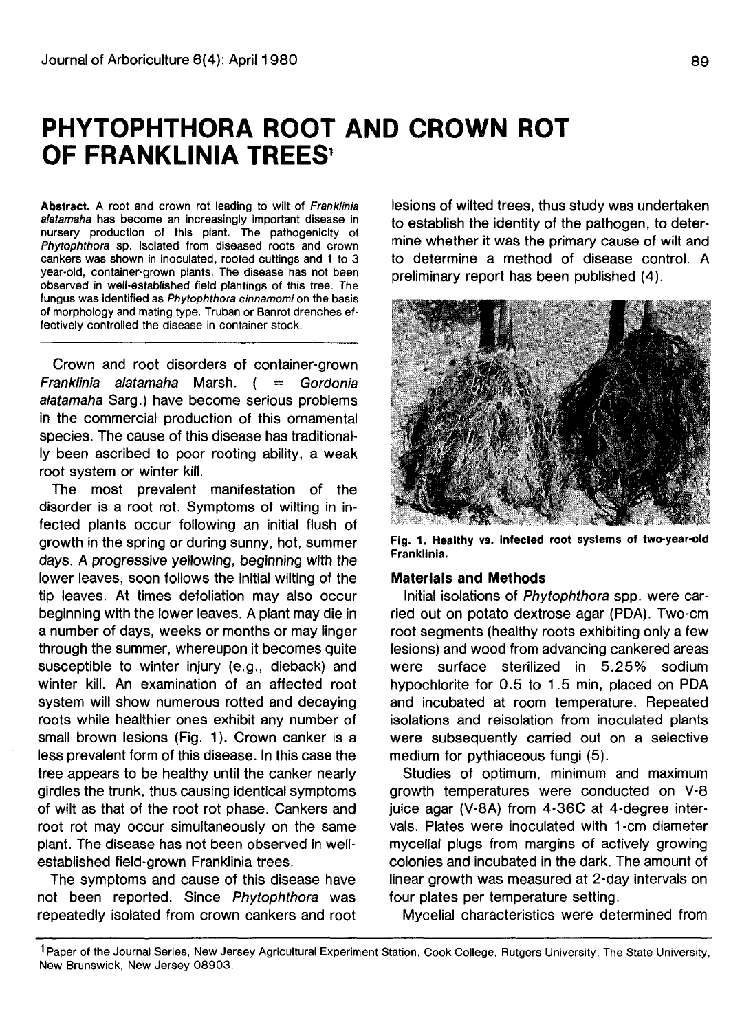# PHYTOPHTHORA ROOT AND CROWN ROT OF FRANKLINIA TREES[1]

**Abstract.** A root and crown rot leading to wilt of *Franklinia alatamaha* has become an increasingly important disease in nursery production of this plant. The pathogenicity of *Phytophthora* sp. isolated from diseased roots and crown cankers was shown in inoculated, rooted cuttings and 1 to 3 year-old, container-grown plants. The disease has not been observed in well-established field plantings of this tree. The fungus was identified as *Phytophthora cinnamomi* on the basis of morphology and mating type. Truban or Banrot drenches effectively controlled the disease in container stock.

Crown and root disorders of container-grown *Franklinia alatamaha* Marsh. ( = *Gordonia alatamaha* Sarg.) have become serious problems in the commercial production of this ornamental species. The cause of this disease has traditionally been ascribed to poor rooting ability, a weak root system or winter kill.

The most prevalent manifestation of the disorder is a root rot. Symptoms of wilting in infected plants occur following an initial flush of growth in the spring or during sunny, hot, summer days. A progressive yellowing, beginning with the lower leaves, soon follows the initial wilting of the tip leaves. At times defoliation may also occur beginning with the lower leaves. A plant may die in a number of days, weeks or months or may linger through the summer, whereupon it becomes quite susceptible to winter injury (e.g., dieback) and winter kill. An examination of an affected root system will show numerous rotted and decaying roots while healthier ones exhibit any number of small brown lesions (Fig. 1). Crown canker is a less prevalent form of this disease. In this case the tree appears to be healthy until the canker nearly girdles the trunk, thus causing identical symptoms of wilt as that of the root rot phase. Cankers and root rot may occur simultaneously on the same plant. The disease has not been observed in well-established field-grown Franklinia trees.

The symptoms and cause of this disease have not been reported. Since *Phytophthora* was repeatedly isolated from crown cankers and root lesions of wilted trees, thus study was undertaken to establish the identity of the pathogen, to determine whether it was the primary cause of wilt and to determine a method of disease control. A preliminary report has been published (4).

**Fig. 1. Healthy vs. infected root systems of two-year-old Franklinia.**

## Materials and Methods

Initial isolations of *Phytophthora* spp. were carried out on potato dextrose agar (PDA). Two-cm root segments (healthy roots exhibiting only a few lesions) and wood from advancing cankered areas were surface sterilized in 5.25% sodium hypochlorite for 0.5 to 1.5 min, placed on PDA and incubated at room temperature. Repeated isolations and reisolation from inoculated plants were subsequently carried out on a selective medium for pythiaceous fungi (5).

Studies of optimum, minimum and maximum growth temperatures were conducted on V-8 juice agar (V-8A) from 4-36C at 4-degree intervals. Plates were inoculated with 1-cm diameter mycelial plugs from margins of actively growing colonies and incubated in the dark. The amount of linear growth was measured at 2-day intervals on four plates per temperature setting.

Mycelial characteristics were determined from

[1] Paper of the Journal Series, New Jersey Agricultural Experiment Station, Cook College, Rutgers University, The State University, New Brunswick, New Jersey 08903.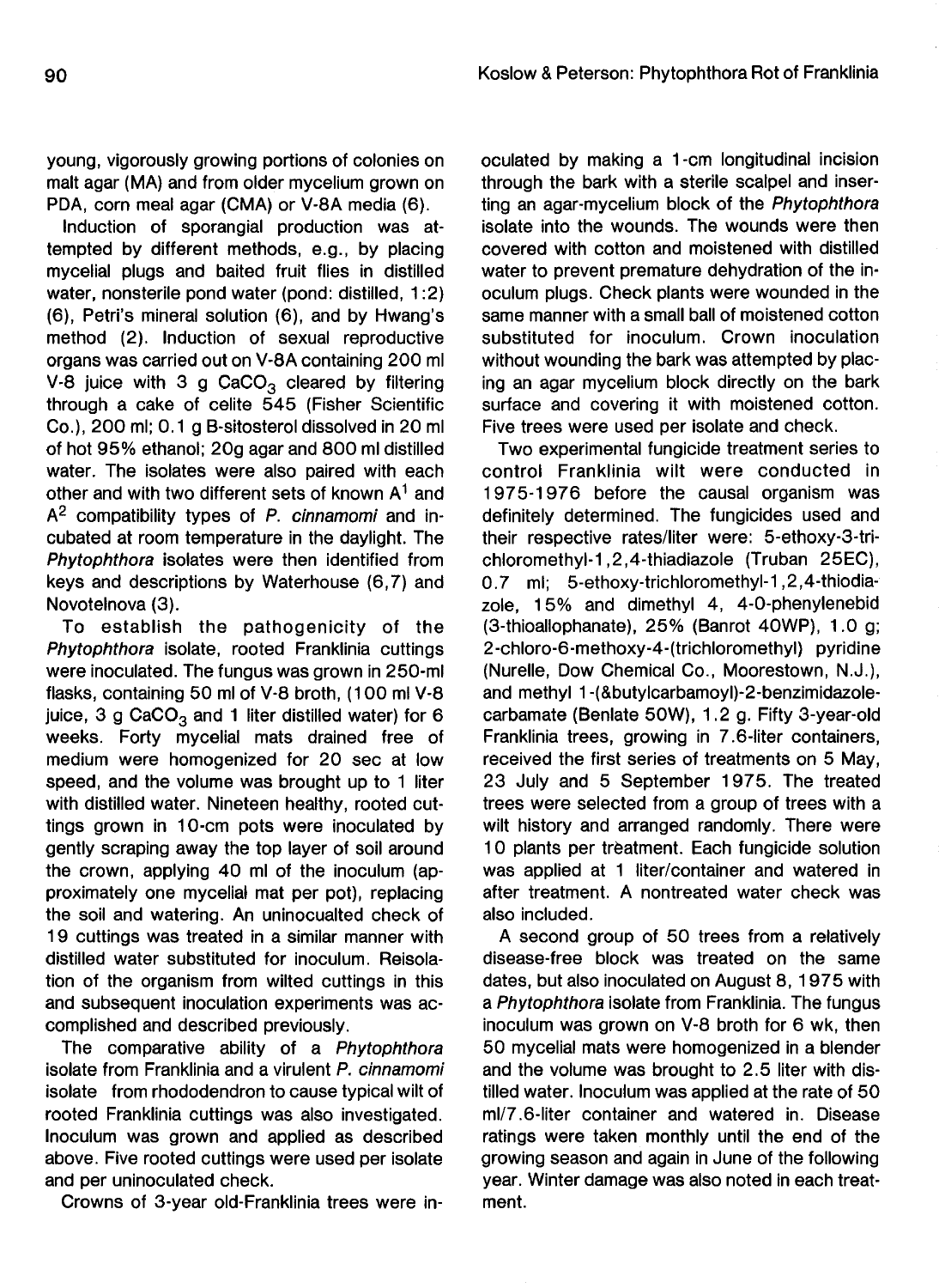young, vigorously growing portions of colonies on malt agar (MA) and from older mycelium grown on PDA, corn meal agar (CMA) or V-8A media (6).

Induction of sporangial production was attempted by different methods, e.g., by placing mycelial plugs and baited fruit flies in distilled water, nonsterile pond water (pond: distilled, 1:2) (6), Petri's mineral solution (6), and by Hwang's method (2). Induction of sexual reproductive organs was carried out on V-8A containing 200 ml V-8 juice with 3 g $CaCO_3$ cleared by filtering through a cake of celite 545 (Fisher Scientific Co.), 200 ml; 0.1 g B-sitosterol dissolved in 20 ml of hot 95% ethanol; 20g agar and 800 ml distilled water. The isolates were also paired with each other and with two different sets of known $A^1$ and $A^2$ compatibility types of *P. cinnamomi* and incubated at room temperature in the daylight. The *Phytophthora* isolates were then identified from keys and descriptions by Waterhouse (6,7) and Novotelnova (3).

To establish the pathogenicity of the *Phytophthora* isolate, rooted Franklinia cuttings were inoculated. The fungus was grown in 250-ml flasks, containing 50 ml of V-8 broth, (100 ml V-8 juice, 3 g $CaCO_3$ and 1 liter distilled water) for 6 weeks. Forty mycelial mats drained free of medium were homogenized for 20 sec at low speed, and the volume was brought up to 1 liter with distilled water. Nineteen healthy, rooted cuttings grown in 10-cm pots were inoculated by gently scraping away the top layer of soil around the crown, applying 40 ml of the inoculum (approximately one mycelial mat per pot), replacing the soil and watering. An uninocualted check of 19 cuttings was treated in a similar manner with distilled water substituted for inoculum. Reisolation of the organism from wilted cuttings in this and subsequent inoculation experiments was accomplished and described previously.

The comparative ability of a *Phytophthora* isolate from Franklinia and a virulent *P. cinnamomi* isolate from rhododendron to cause typical wilt of rooted Franklinia cuttings was also investigated. Inoculum was grown and applied as described above. Five rooted cuttings were used per isolate and per uninoculated check.

Crowns of 3-year old-Franklinia trees were inoculated by making a 1-cm longitudinal incision through the bark with a sterile scalpel and inserting an agar-mycelium block of the *Phytophthora* isolate into the wounds. The wounds were then covered with cotton and moistened with distilled water to prevent premature dehydration of the inoculum plugs. Check plants were wounded in the same manner with a small ball of moistened cotton substituted for inoculum. Crown inoculation without wounding the bark was attempted by placing an agar mycelium block directly on the bark surface and covering it with moistened cotton. Five trees were used per isolate and check.

Two experimental fungicide treatment series to control Franklinia wilt were conducted in 1975-1976 before the causal organism was definitely determined. The fungicides used and their respective rates/liter were: 5-ethoxy-3-trichloromethyl-1,2,4-thiadiazole (Truban 25EC), 0.7 ml; 5-ethoxy-trichloromethyl-1,2,4-thiodiazole, 15% and dimethyl 4, 4-0-phenylenebid (3-thioallophanate), 25% (Banrot 40WP), 1.0 g; 2-chloro-6-methoxy-4-(trichloromethyl) pyridine (Nurelle, Dow Chemical Co., Moorestown, N.J.), and methyl 1-(&butylcarbamoyl)-2-benzimidazolecarbamate (Benlate 50W), 1.2 g. Fifty 3-year-old Franklinia trees, growing in 7.6-liter containers, received the first series of treatments on 5 May, 23 July and 5 September 1975. The treated trees were selected from a group of trees with a wilt history and arranged randomly. There were 10 plants per treatment. Each fungicide solution was applied at 1 liter/container and watered in after treatment. A nontreated water check was also included.

A second group of 50 trees from a relatively disease-free block was treated on the same dates, but also inoculated on August 8, 1975 with a *Phytophthora* isolate from Franklinia. The fungus inoculum was grown on V-8 broth for 6 wk, then 50 mycelial mats were homogenized in a blender and the volume was brought to 2.5 liter with distilled water. Inoculum was applied at the rate of 50 ml/7.6-liter container and watered in. Disease ratings were taken monthly until the end of the growing season and again in June of the following year. Winter damage was also noted in each treatment.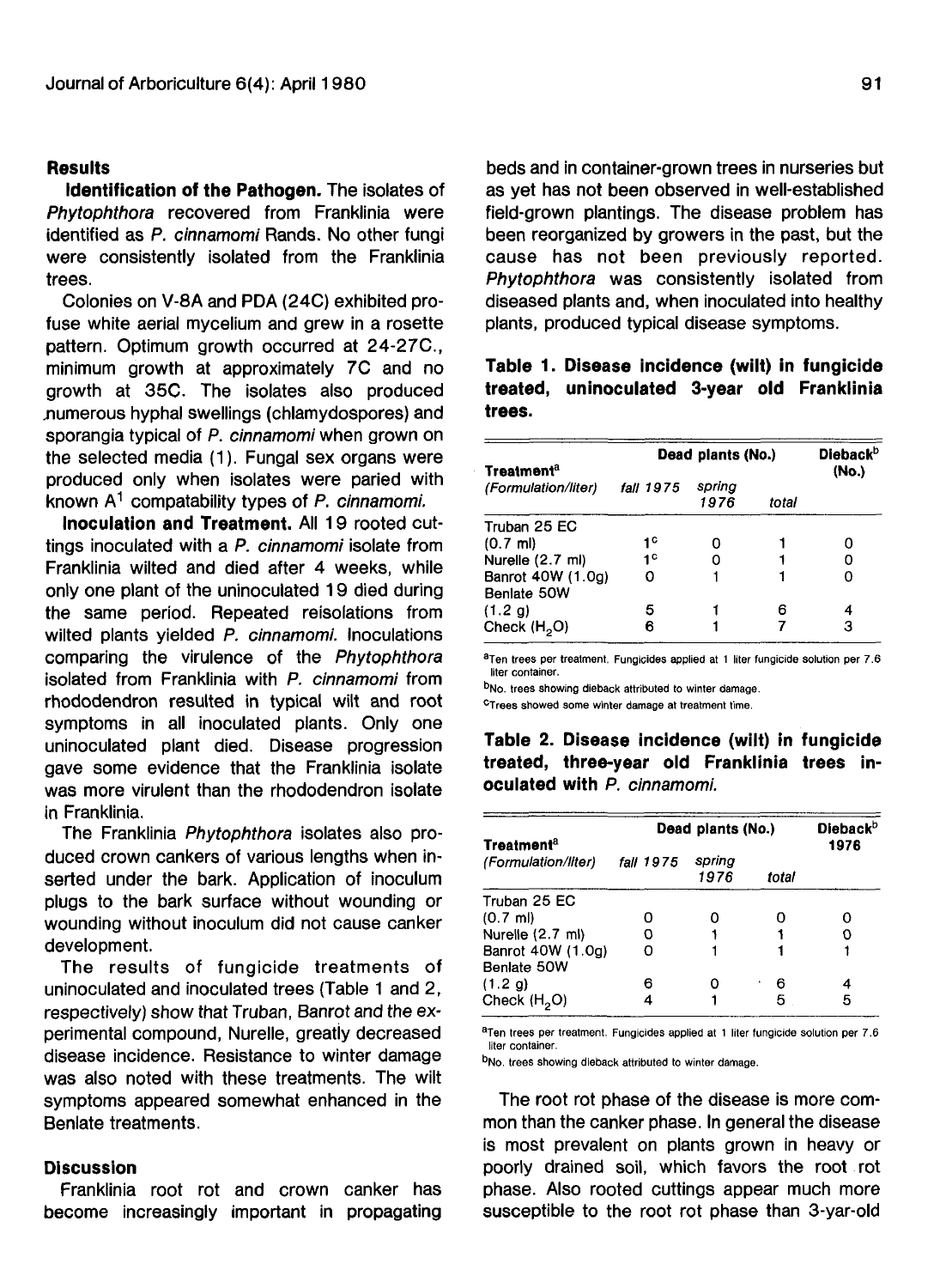## Results

**Identification of the Pathogen.** The isolates of *Phytophthora* recovered from Franklinia were identified as *P. cinnamomi* Rands. No other fungi were consistently isolated from the Franklinia trees.

Colonies on V-8A and PDA (24C) exhibited profuse white aerial mycelium and grew in a rosette pattern. Optimum growth occurred at 24-27C., minimum growth at approximately 7C and no growth at 35C. The isolates also produced numerous hyphal swellings (chlamydospores) and sporangia typical of *P. cinnamomi* when grown on the selected media (1). Fungal sex organs were produced only when isolates were paried with known A[1] compatability types of *P. cinnamomi.*

**Inoculation and Treatment.** All 19 rooted cuttings inoculated with a *P. cinnamomi* isolate from Franklinia wilted and died after 4 weeks, while only one plant of the uninoculated 19 died during the same period. Repeated reisolations from wilted plants yielded *P. cinnamomi.* Inoculations comparing the virulence of the *Phytophthora* isolated from Franklinia with *P. cinnamomi* from rhododendron resulted in typical wilt and root symptoms in all inoculated plants. Only one uninoculated plant died. Disease progression gave some evidence that the Franklinia isolate was more virulent than the rhododendron isolate in Franklinia.

The Franklinia *Phytophthora* isolates also produced crown cankers of various lengths when inserted under the bark. Application of inoculum plugs to the bark surface without wounding or wounding without inoculum did not cause canker development.

The results of fungicide treatments of uninoculated and inoculated trees (Table 1 and 2, respectively) show that Truban, Banrot and the experimental compound, Nurelle, greatly decreased disease incidence. Resistance to winter damage was also noted with these treatments. The wilt symptoms appeared somewhat enhanced in the Benlate treatments.

## Discussion

Franklinia root rot and crown canker has become increasingly important in propagating beds and in container-grown trees in nurseries but as yet has not been observed in well-established field-grown plantings. The disease problem has been reorganized by growers in the past, but the cause has not been previously reported. *Phytophthora* was consistently isolated from diseased plants and, when inoculated into healthy plants, produced typical disease symptoms.

**Table 1. Disease incidence (wilt) in fungicide treated, uninoculated 3-year old Franklinia trees.**

| Treatment[a] (Formulation/liter) | Dead plants (No.) | | | Dieback[b] (No.) |
|---|---|---|---|---|
| | fall 1975 | spring 1976 | total | |
| Truban 25 EC (0.7 ml) | 1[c] | 0 | 1 | 0 |
| Nurelle (2.7 ml) | 1[c] | 0 | 1 | 0 |
| Banrot 40W (1.0g) | 0 | 1 | 1 | 0 |
| Benlate 50W (1.2 g) | 5 | 1 | 6 | 4 |
| Check ($H_2O$) | 6 | 1 | 7 | 3 |

[a]Ten trees per treatment. Fungicides applied at 1 liter fungicide solution per 7.6 liter container.

[b]No. trees showing dieback attributed to winter damage.

[c]Trees showed some winter damage at treatment time.

**Table 2. Disease incidence (wilt) in fungicide treated, three-year old Franklinia trees inoculated with *P. cinnamomi.***

| Treatment[a] (Formulation/liter) | Dead plants (No.) | | | Dieback[b] 1976 |
|---|---|---|---|---|
| | fall 1975 | spring 1976 | total | |
| Truban 25 EC (0.7 ml) | 0 | 0 | 0 | 0 |
| Nurelle (2.7 ml) | 0 | 1 | 1 | 0 |
| Banrot 40W (1.0g) | 0 | 1 | 1 | 1 |
| Benlate 50W (1.2 g) | 6 | 0 | 6 | 4 |
| Check ($H_2O$) | 4 | 1 | 5 | 5 |

[a]Ten trees per treatment. Fungicides applied at 1 liter fungicide solution per 7.6 liter container.

[b]No. trees showing dieback attributed to winter damage.

The root rot phase of the disease is more common than the canker phase. In general the disease is most prevalent on plants grown in heavy or poorly drained soil, which favors the root rot phase. Also rooted cuttings appear much more susceptible to the root rot phase than 3-yar-old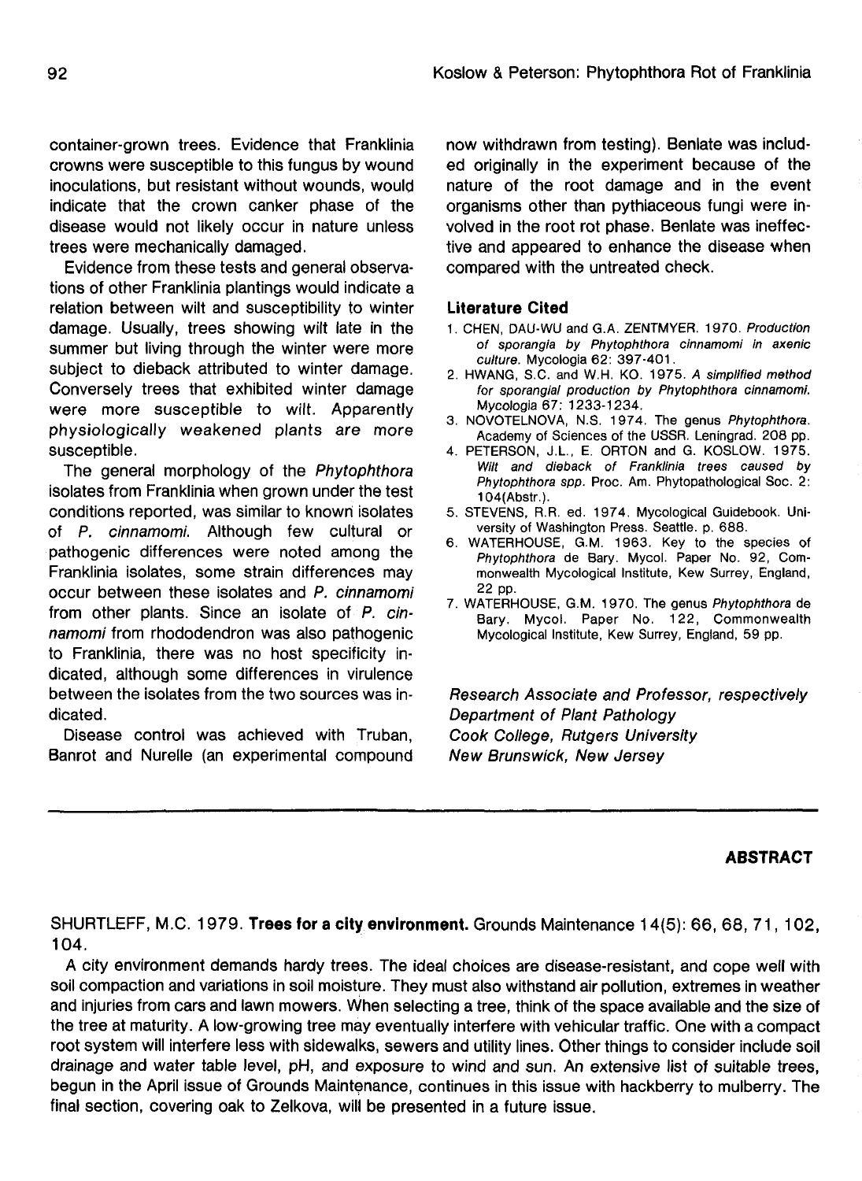container-grown trees. Evidence that Franklinia crowns were susceptible to this fungus by wound inoculations, but resistant without wounds, would indicate that the crown canker phase of the disease would not likely occur in nature unless trees were mechanically damaged.

Evidence from these tests and general observations of other Franklinia plantings would indicate a relation between wilt and susceptibility to winter damage. Usually, trees showing wilt late in the summer but living through the winter were more subject to dieback attributed to winter damage. Conversely trees that exhibited winter damage were more susceptible to wilt. Apparently physiologically weakened plants are more susceptible.

The general morphology of the *Phytophthora* isolates from Franklinia when grown under the test conditions reported, was similar to known isolates of *P. cinnamomi*. Although few cultural or pathogenic differences were noted among the Franklinia isolates, some strain differences may occur between these isolates and *P. cinnamomi* from other plants. Since an isolate of *P. cinnamomi* from rhododendron was also pathogenic to Franklinia, there was no host specificity indicated, although some differences in virulence between the isolates from the two sources was indicated.

Disease control was achieved with Truban, Banrot and Nurelle (an experimental compound now withdrawn from testing). Benlate was included originally in the experiment because of the nature of the root damage and in the event organisms other than pythiaceous fungi were involved in the root rot phase. Benlate was ineffective and appeared to enhance the disease when compared with the untreated check.

### Literature Cited

1. CHEN, DAU-WU and G.A. ZENTMYER. 1970. *Production of sporangia by Phytophthora cinnamomi in axenic culture.* Mycologia 62: 397-401.
2. HWANG, S.C. and W.H. KO. 1975. *A simplified method for sporangial production by Phytophthora cinnamomi.* Mycologia 67: 1233-1234.
3. NOVOTELNOVA, N.S. 1974. The genus *Phytophthora.* Academy of Sciences of the USSR. Leningrad. 208 pp.
4. PETERSON, J.L., E. ORTON and G. KOSLOW. 1975. *Wilt and dieback of Franklinia trees caused by Phytophthora spp.* Proc. Am. Phytopathological Soc. 2: 104(Abstr.).
5. STEVENS, R.R. ed. 1974. Mycological Guidebook. University of Washington Press. Seattle. p. 688.
6. WATERHOUSE, G.M. 1963. Key to the species of *Phytophthora* de Bary. Mycol. Paper No. 92, Commonwealth Mycological Institute, Kew Surrey, England, 22 pp.
7. WATERHOUSE, G.M. 1970. The genus *Phytophthora* de Bary. Mycol. Paper No. 122, Commonwealth Mycological Institute, Kew Surrey, England, 59 pp.

*Research Associate and Professor, respectively*
*Department of Plant Pathology*
*Cook College, Rutgers University*
*New Brunswick, New Jersey*

---

## ABSTRACT

SHURTLEFF, M.C. 1979. **Trees for a city environment.** Grounds Maintenance 14(5): 66, 68, 71, 102, 104.

A city environment demands hardy trees. The ideal choices are disease-resistant, and cope well with soil compaction and variations in soil moisture. They must also withstand air pollution, extremes in weather and injuries from cars and lawn mowers. When selecting a tree, think of the space available and the size of the tree at maturity. A low-growing tree may eventually interfere with vehicular traffic. One with a compact root system will interfere less with sidewalks, sewers and utility lines. Other things to consider include soil drainage and water table level, pH, and exposure to wind and sun. An extensive list of suitable trees, begun in the April issue of Grounds Maintenance, continues in this issue with hackberry to mulberry. The final section, covering oak to Zelkova, will be presented in a future issue.